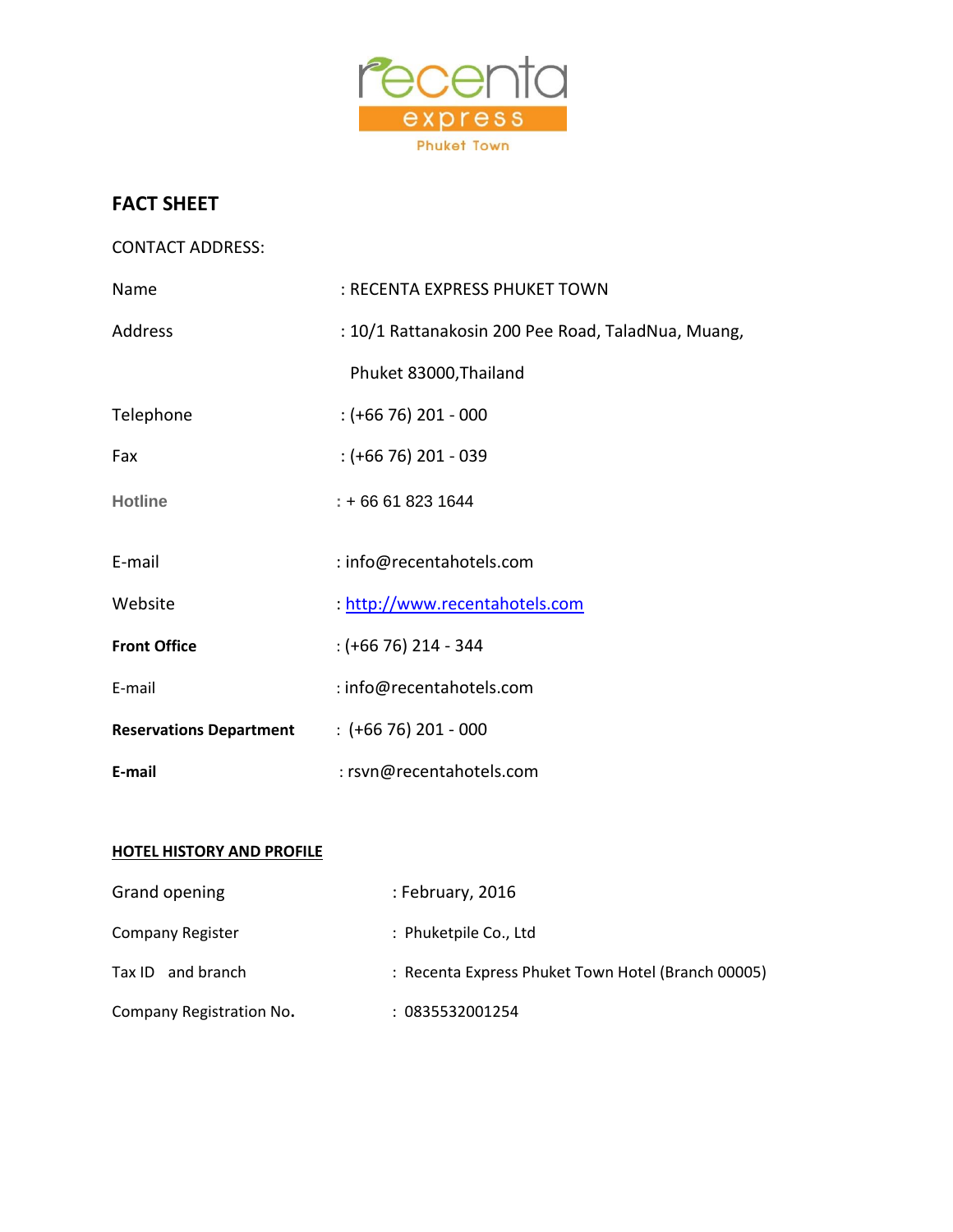recenta express Phuket Town

## FACT SHEET

CONTACT ADDRESS:

| | |
|---|---|
| Name | : RECENTA EXPRESS PHUKET TOWN |
| Address | : 10/1 Rattanakosin 200 Pee Road, TaladNua, Muang, Phuket 83000,Thailand |
| Telephone | : (+66 76) 201 - 000 |
| Fax | : (+66 76) 201 - 039 |
| Hotline | : + 66 61 823 1644 |
| E-mail | : info@recentahotels.com |
| Website | : http://www.recentahotels.com |
| **Front Office** | : (+66 76) 214 - 344 |
| E-mail | : info@recentahotels.com |
| **Reservations Department** | : (+66 76) 201 - 000 |
| **E-mail** | : rsvn@recentahotels.com |

### HOTEL HISTORY AND PROFILE

| | |
|---|---|
| Grand opening | : February, 2016 |
| Company Register | : Phuketpile Co., Ltd |
| Tax ID and branch | : Recenta Express Phuket Town Hotel (Branch 00005) |
| Company Registration No. | : 0835532001254 |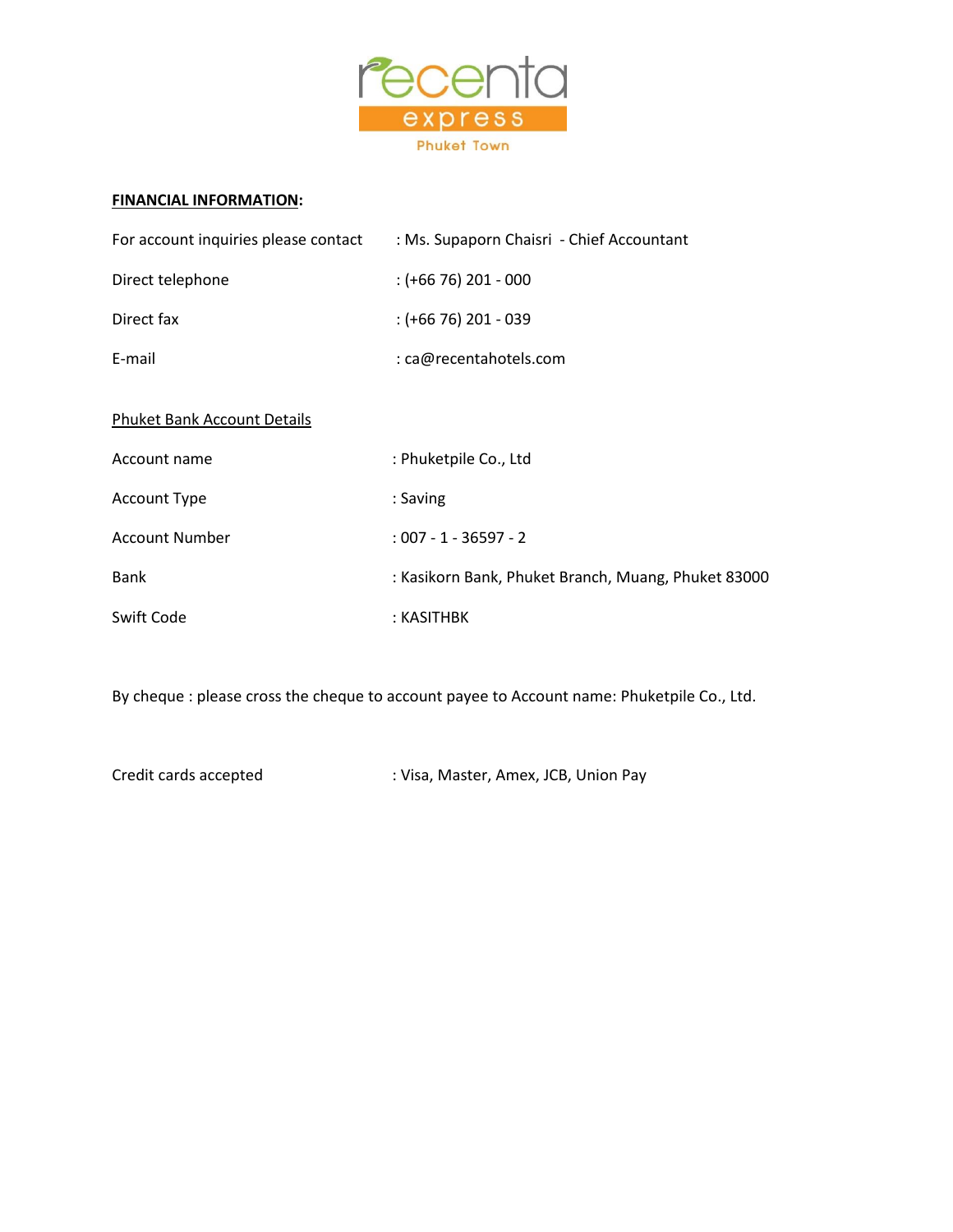**FINANCIAL INFORMATION:**

| | |
|---|---|
| For account inquiries please contact | : Ms. Supaporn Chaisri - Chief Accountant |
| Direct telephone | : (+66 76) 201 - 000 |
| Direct fax | : (+66 76) 201 - 039 |
| E-mail | : ca@recentahotels.com |

Phuket Bank Account Details

| | |
|---|---|
| Account name | : Phuketpile Co., Ltd |
| Account Type | : Saving |
| Account Number | : 007 - 1 - 36597 - 2 |
| Bank | : Kasikorn Bank, Phuket Branch, Muang, Phuket 83000 |
| Swift Code | : KASITHBK |

By cheque : please cross the cheque to account payee to Account name: Phuketpile Co., Ltd.

| | |
|---|---|
| Credit cards accepted | : Visa, Master, Amex, JCB, Union Pay |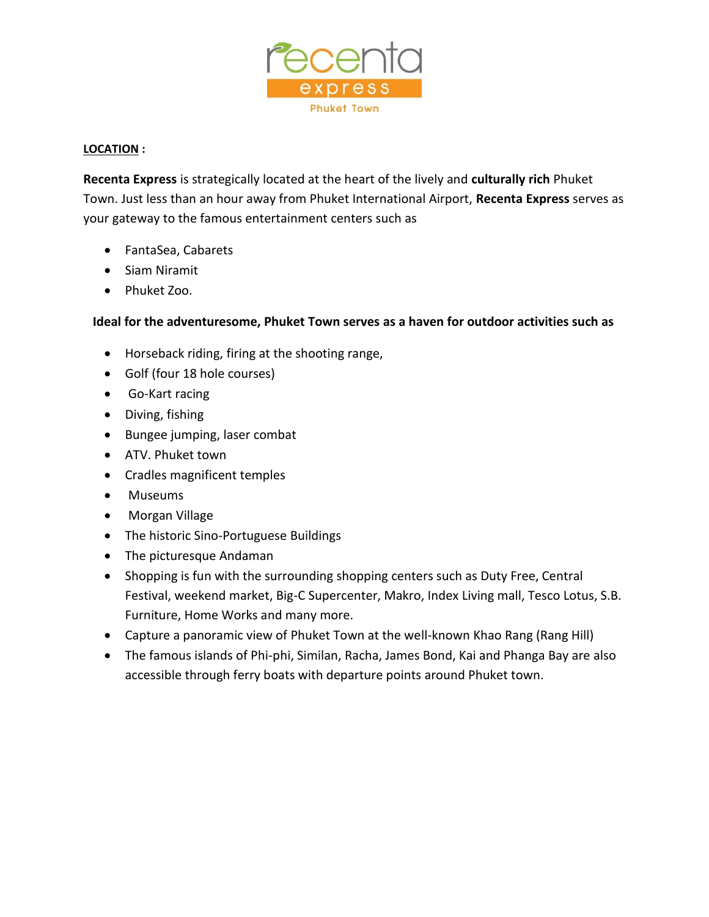recenta express Phuket Town

**LOCATION :**

**Recenta Express** is strategically located at the heart of the lively and **culturally rich** Phuket Town. Just less than an hour away from Phuket International Airport, **Recenta Express** serves as your gateway to the famous entertainment centers such as

- FantaSea, Cabarets
- Siam Niramit
- Phuket Zoo.

**Ideal for the adventuresome, Phuket Town serves as a haven for outdoor activities such as**

- Horseback riding, firing at the shooting range,
- Golf (four 18 hole courses)
- Go-Kart racing
- Diving, fishing
- Bungee jumping, laser combat
- ATV. Phuket town
- Cradles magnificent temples
- Museums
- Morgan Village
- The historic Sino-Portuguese Buildings
- The picturesque Andaman
- Shopping is fun with the surrounding shopping centers such as Duty Free, Central Festival, weekend market, Big-C Supercenter, Makro, Index Living mall, Tesco Lotus, S.B. Furniture, Home Works and many more.
- Capture a panoramic view of Phuket Town at the well-known Khao Rang (Rang Hill)
- The famous islands of Phi-phi, Similan, Racha, James Bond, Kai and Phanga Bay are also accessible through ferry boats with departure points around Phuket town.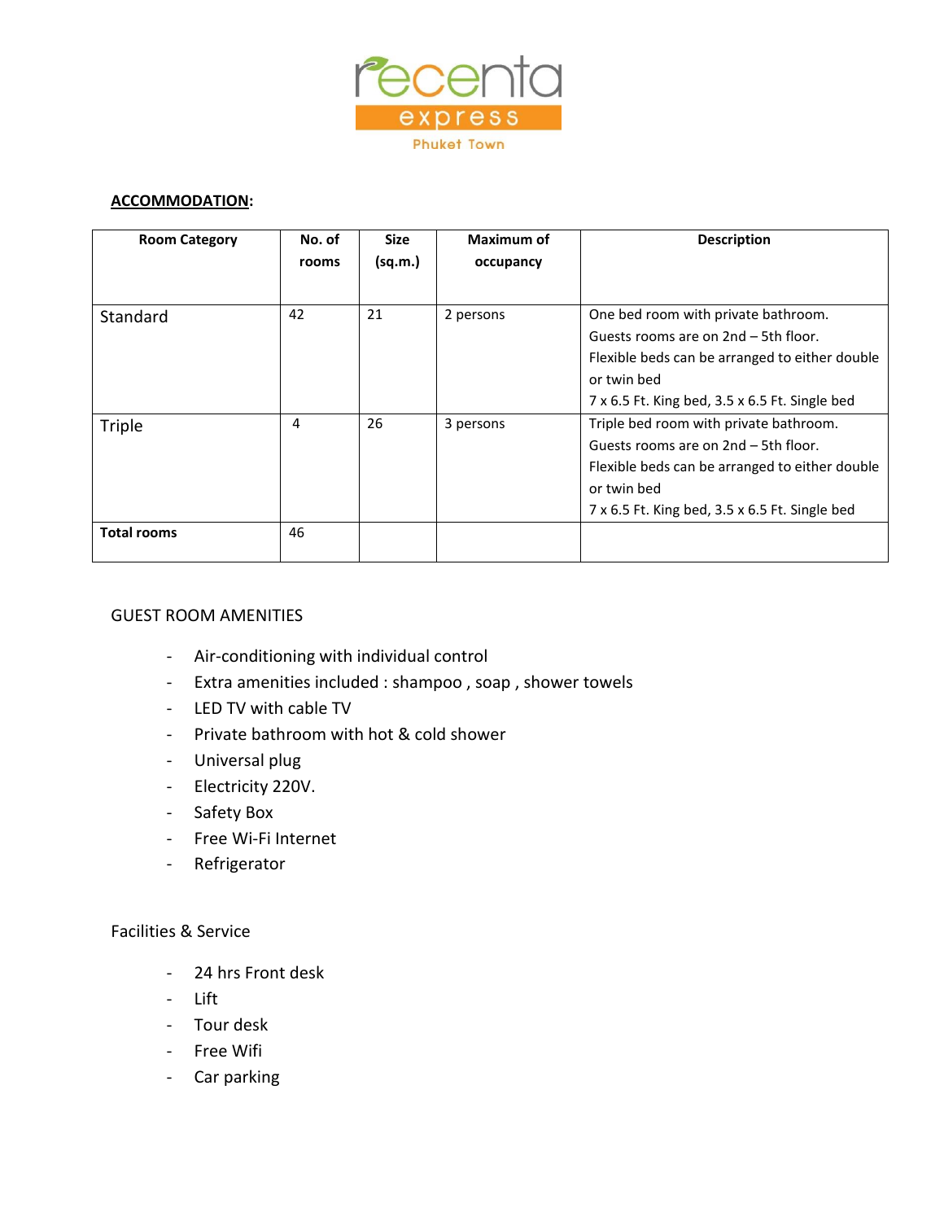recenta express Phuket Town

**ACCOMMODATION:**

| Room Category | No. of rooms | Size (sq.m.) | Maximum of occupancy | Description |
|---|---|---|---|---|
| Standard | 42 | 21 | 2 persons | One bed room with private bathroom. Guests rooms are on 2nd – 5th floor. Flexible beds can be arranged to either double or twin bed 7 x 6.5 Ft. King bed, 3.5 x 6.5 Ft. Single bed |
| Triple | 4 | 26 | 3 persons | Triple bed room with private bathroom. Guests rooms are on 2nd – 5th floor. Flexible beds can be arranged to either double or twin bed 7 x 6.5 Ft. King bed, 3.5 x 6.5 Ft. Single bed |
| **Total rooms** | 46 | | | |

GUEST ROOM AMENITIES

- Air-conditioning with individual control
- Extra amenities included : shampoo , soap , shower towels
- LED TV with cable TV
- Private bathroom with hot & cold shower
- Universal plug
- Electricity 220V.
- Safety Box
- Free Wi-Fi Internet
- Refrigerator

Facilities & Service

- 24 hrs Front desk
- Lift
- Tour desk
- Free Wifi
- Car parking